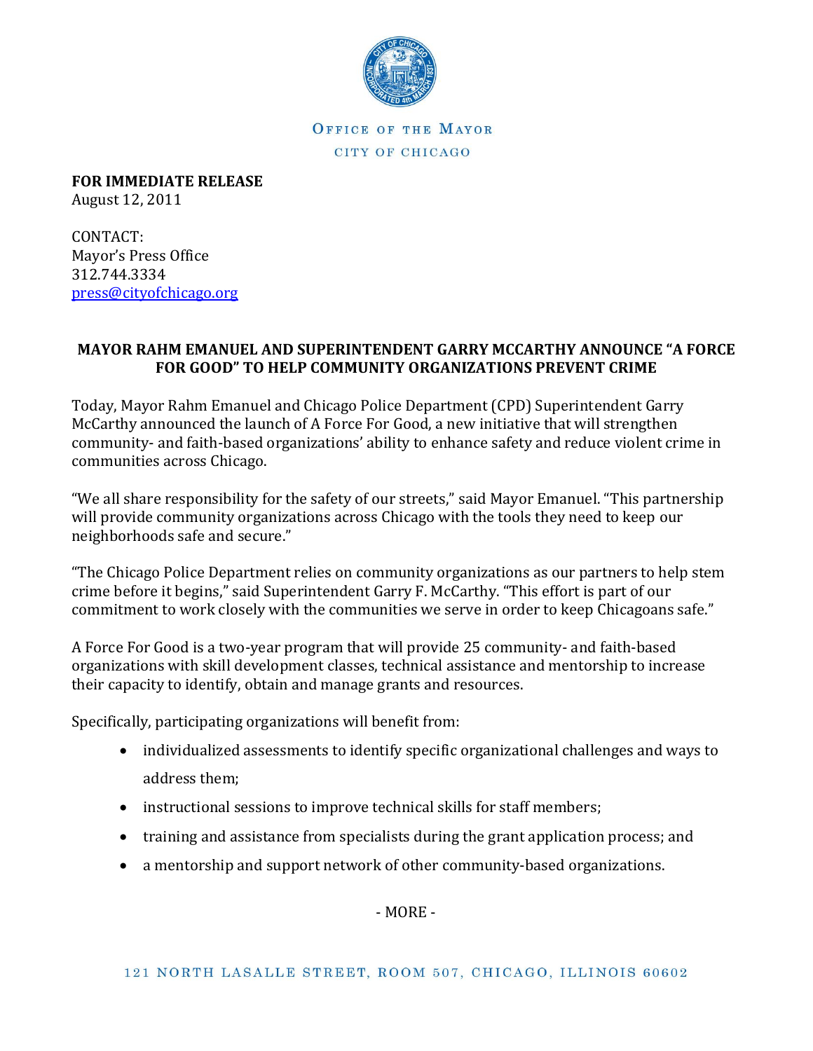OFFICE OF THE MAYOR

CITY OF CHICAGO

**FOR IMMEDIATE RELEASE**
August 12, 2011

CONTACT:
Mayor's Press Office
312.744.3334
press@cityofchicago.org

**MAYOR RAHM EMANUEL AND SUPERINTENDENT GARRY MCCARTHY ANNOUNCE "A FORCE FOR GOOD" TO HELP COMMUNITY ORGANIZATIONS PREVENT CRIME**

Today, Mayor Rahm Emanuel and Chicago Police Department (CPD) Superintendent Garry McCarthy announced the launch of A Force For Good, a new initiative that will strengthen community- and faith-based organizations' ability to enhance safety and reduce violent crime in communities across Chicago.

"We all share responsibility for the safety of our streets," said Mayor Emanuel. "This partnership will provide community organizations across Chicago with the tools they need to keep our neighborhoods safe and secure."

"The Chicago Police Department relies on community organizations as our partners to help stem crime before it begins," said Superintendent Garry F. McCarthy. "This effort is part of our commitment to work closely with the communities we serve in order to keep Chicagoans safe."

A Force For Good is a two-year program that will provide 25 community- and faith-based organizations with skill development classes, technical assistance and mentorship to increase their capacity to identify, obtain and manage grants and resources.

Specifically, participating organizations will benefit from:

- individualized assessments to identify specific organizational challenges and ways to address them;
- instructional sessions to improve technical skills for staff members;
- training and assistance from specialists during the grant application process; and
- a mentorship and support network of other community-based organizations.

- MORE -

121 NORTH LASALLE STREET, ROOM 507, CHICAGO, ILLINOIS 60602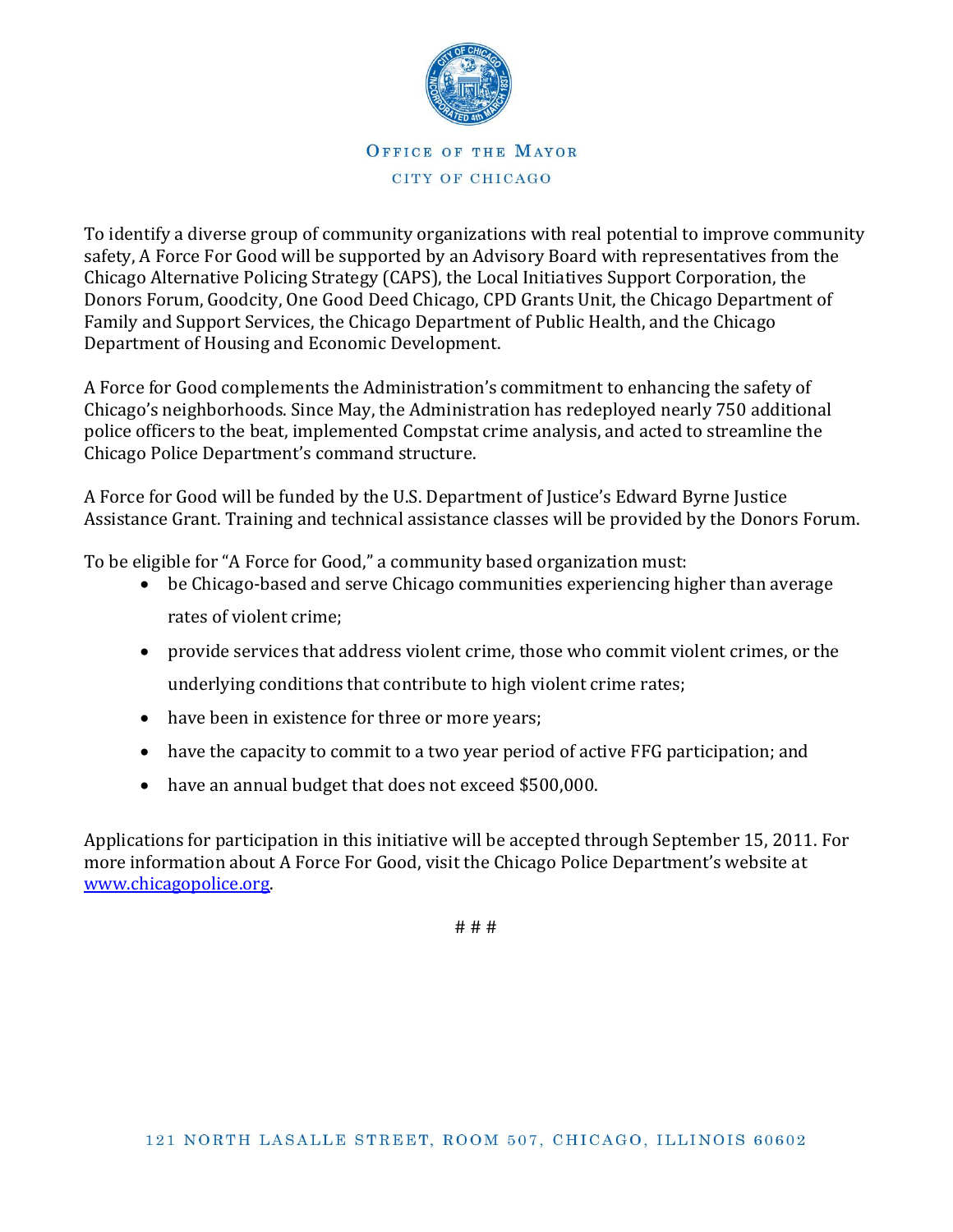To identify a diverse group of community organizations with real potential to improve community safety, A Force For Good will be supported by an Advisory Board with representatives from the Chicago Alternative Policing Strategy (CAPS), the Local Initiatives Support Corporation, the Donors Forum, Goodcity, One Good Deed Chicago, CPD Grants Unit, the Chicago Department of Family and Support Services, the Chicago Department of Public Health, and the Chicago Department of Housing and Economic Development.

A Force for Good complements the Administration's commitment to enhancing the safety of Chicago's neighborhoods. Since May, the Administration has redeployed nearly 750 additional police officers to the beat, implemented Compstat crime analysis, and acted to streamline the Chicago Police Department's command structure.

A Force for Good will be funded by the U.S. Department of Justice's Edward Byrne Justice Assistance Grant. Training and technical assistance classes will be provided by the Donors Forum.

To be eligible for "A Force for Good," a community based organization must:

- be Chicago-based and serve Chicago communities experiencing higher than average rates of violent crime;
- provide services that address violent crime, those who commit violent crimes, or the underlying conditions that contribute to high violent crime rates;
- have been in existence for three or more years;
- have the capacity to commit to a two year period of active FFG participation; and
- have an annual budget that does not exceed $500,000.

Applications for participation in this initiative will be accepted through September 15, 2011. For more information about A Force For Good, visit the Chicago Police Department's website at www.chicagopolice.org.

# # #